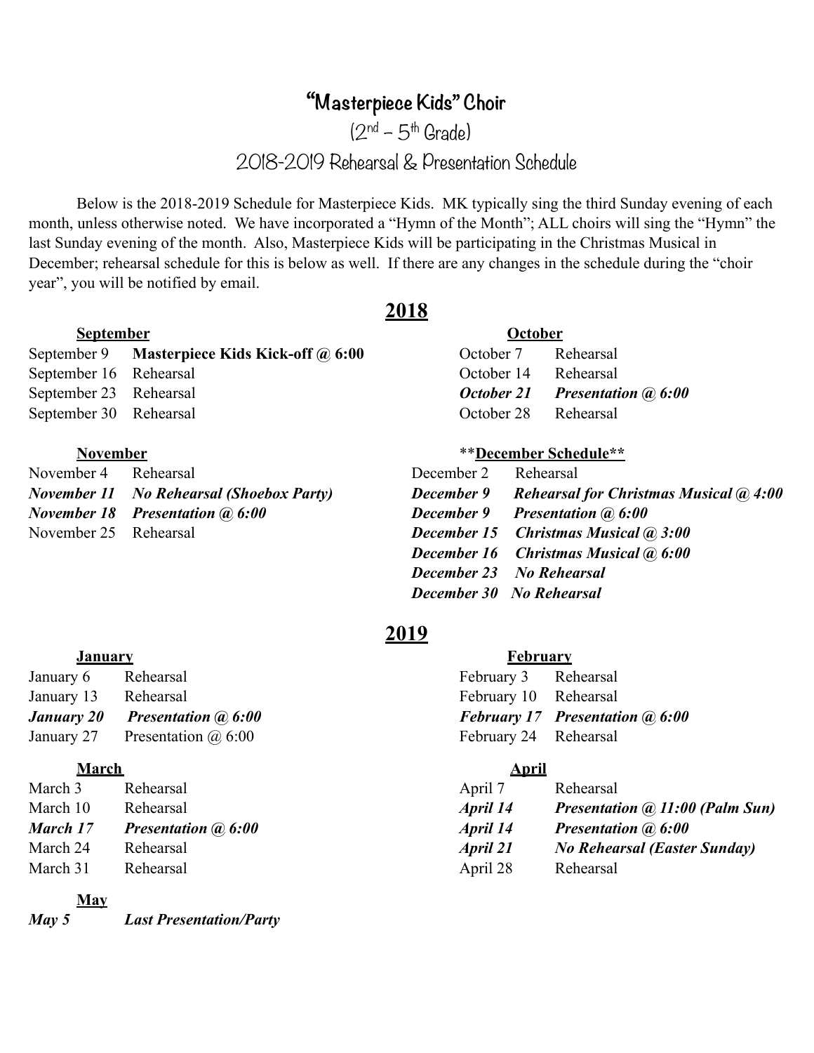# "Masterpiece Kids" Choir

## (2nd – 5th Grade)

## 2018-2019 Rehearsal & Presentation Schedule

Below is the 2018-2019 Schedule for Masterpiece Kids. MK typically sing the third Sunday evening of each month, unless otherwise noted. We have incorporated a "Hymn of the Month"; ALL choirs will sing the "Hymn" the last Sunday evening of the month. Also, Masterpiece Kids will be participating in the Christmas Musical in December; rehearsal schedule for this is below as well. If there are any changes in the schedule during the "choir year", you will be notified by email.

## 2018

### September

| | |
|---|---|
| September 9 | **Masterpiece Kids Kick-off @ 6:00** |
| September 16 | Rehearsal |
| September 23 | Rehearsal |
| September 30 | Rehearsal |

### October

| | |
|---|---|
| October 7 | Rehearsal |
| October 14 | Rehearsal |
| ***October 21*** | ***Presentation @ 6:00*** |
| October 28 | Rehearsal |

### November

| | |
|---|---|
| November 4 | Rehearsal |
| ***November 11*** | ***No Rehearsal (Shoebox Party)*** |
| ***November 18*** | ***Presentation @ 6:00*** |
| November 25 | Rehearsal |

### **December Schedule**

| | |
|---|---|
| December 2 | Rehearsal |
| ***December 9*** | ***Rehearsal for Christmas Musical @ 4:00*** |
| ***December 9*** | ***Presentation @ 6:00*** |
| ***December 15*** | ***Christmas Musical @ 3:00*** |
| ***December 16*** | ***Christmas Musical @ 6:00*** |
| ***December 23*** | ***No Rehearsal*** |
| ***December 30*** | ***No Rehearsal*** |

## 2019

### January

| | |
|---|---|
| January 6 | Rehearsal |
| January 13 | Rehearsal |
| ***January 20*** | ***Presentation @ 6:00*** |
| January 27 | Presentation @ 6:00 |

### February

| | |
|---|---|
| February 3 | Rehearsal |
| February 10 | Rehearsal |
| ***February 17*** | ***Presentation @ 6:00*** |
| February 24 | Rehearsal |

### March

| | |
|---|---|
| March 3 | Rehearsal |
| March 10 | Rehearsal |
| ***March 17*** | ***Presentation @ 6:00*** |
| March 24 | Rehearsal |
| March 31 | Rehearsal |

### April

| | |
|---|---|
| April 7 | Rehearsal |
| ***April 14*** | ***Presentation @ 11:00 (Palm Sun)*** |
| ***April 14*** | ***Presentation @ 6:00*** |
| ***April 21*** | ***No Rehearsal (Easter Sunday)*** |
| April 28 | Rehearsal |

### May

| | |
|---|---|
| ***May 5*** | ***Last Presentation/Party*** |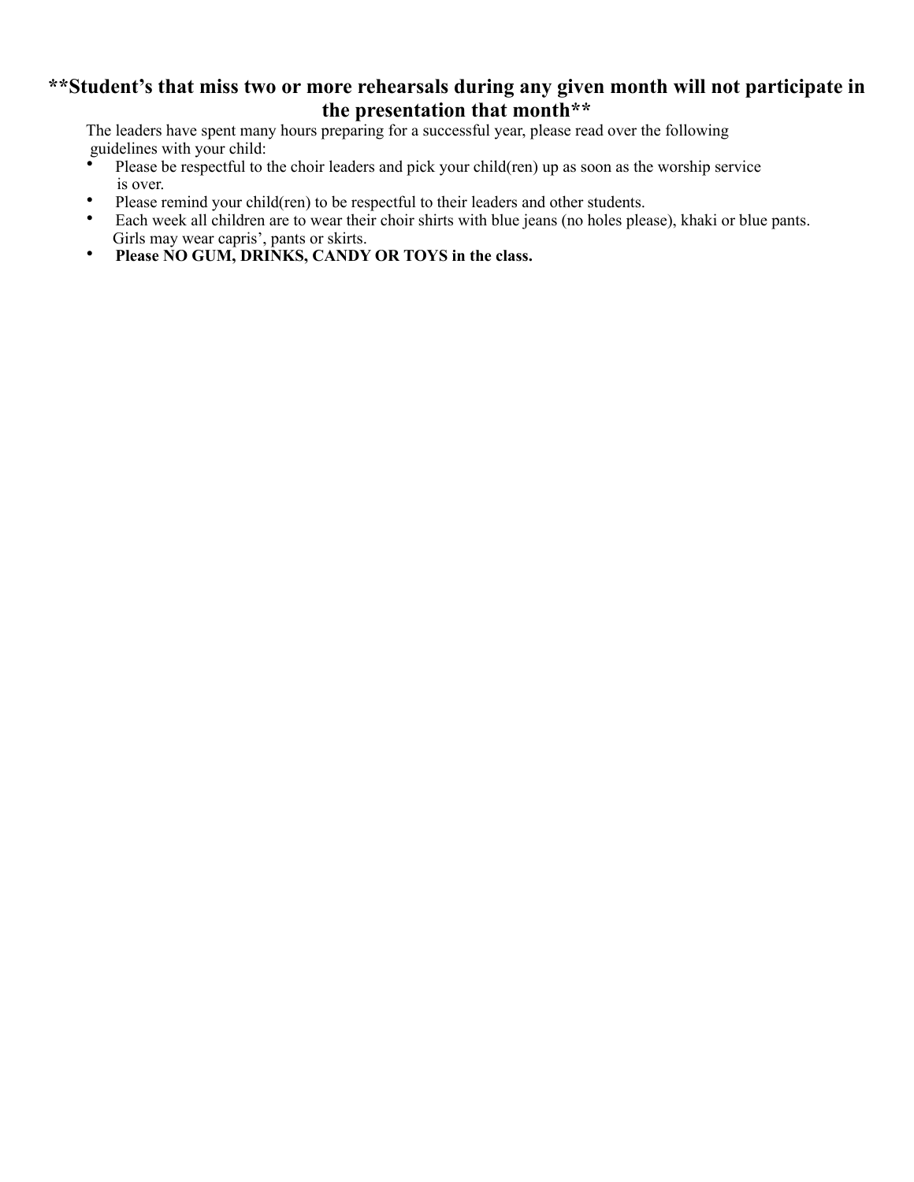**\*\*Student's that miss two or more rehearsals during any given month will not participate in the presentation that month\*\***

The leaders have spent many hours preparing for a successful year, please read over the following guidelines with your child:

- Please be respectful to the choir leaders and pick your child(ren) up as soon as the worship service is over.
- Please remind your child(ren) to be respectful to their leaders and other students.
- Each week all children are to wear their choir shirts with blue jeans (no holes please), khaki or blue pants. Girls may wear capris', pants or skirts.
- **Please NO GUM, DRINKS, CANDY OR TOYS in the class.**